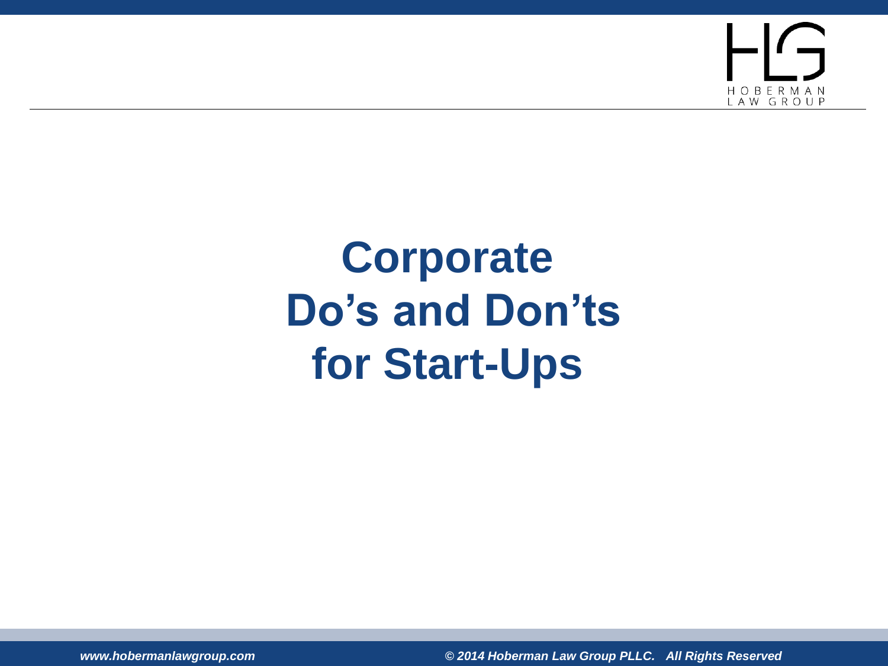# Corporate Do's and Don'ts for Start-Ups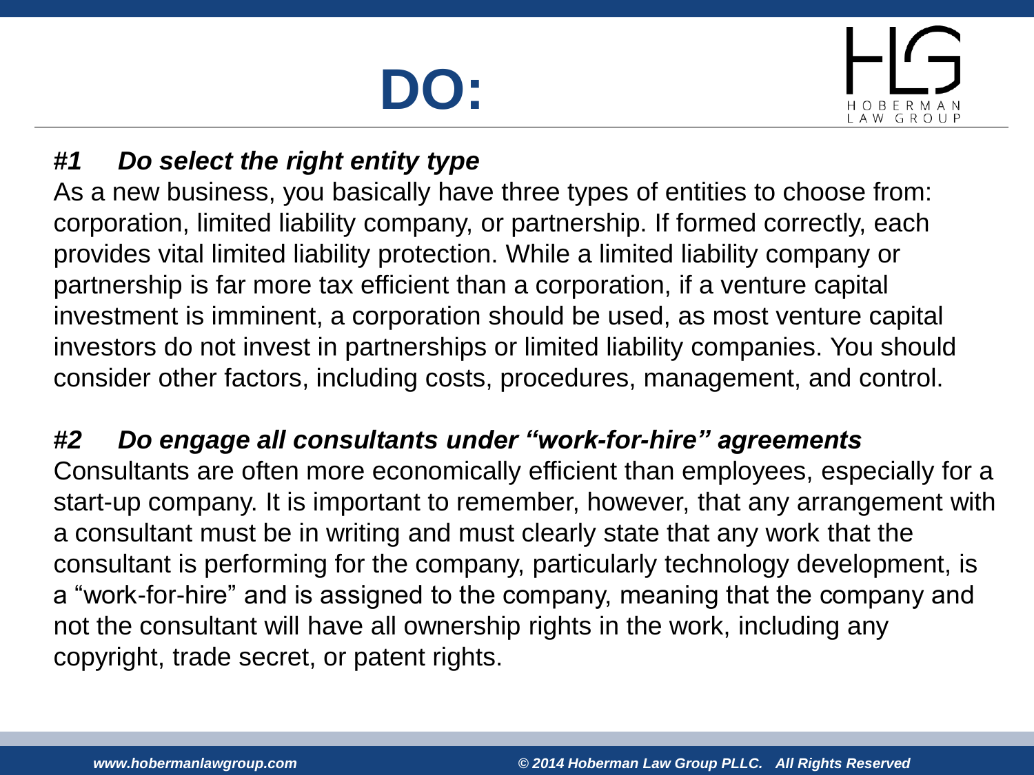# DO:

***#1 Do select the right entity type***

As a new business, you basically have three types of entities to choose from: corporation, limited liability company, or partnership. If formed correctly, each provides vital limited liability protection. While a limited liability company or partnership is far more tax efficient than a corporation, if a venture capital investment is imminent, a corporation should be used, as most venture capital investors do not invest in partnerships or limited liability companies. You should consider other factors, including costs, procedures, management, and control.

***#2 Do engage all consultants under "work-for-hire" agreements***

Consultants are often more economically efficient than employees, especially for a start-up company. It is important to remember, however, that any arrangement with a consultant must be in writing and must clearly state that any work that the consultant is performing for the company, particularly technology development, is a "work-for-hire" and is assigned to the company, meaning that the company and not the consultant will have all ownership rights in the work, including any copyright, trade secret, or patent rights.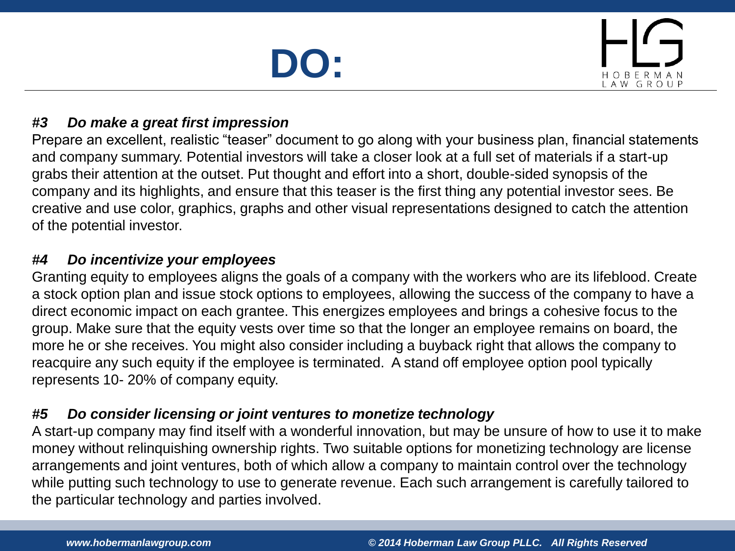# DO:

### *#3 Do make a great first impression*

Prepare an excellent, realistic "teaser" document to go along with your business plan, financial statements and company summary. Potential investors will take a closer look at a full set of materials if a start-up grabs their attention at the outset. Put thought and effort into a short, double-sided synopsis of the company and its highlights, and ensure that this teaser is the first thing any potential investor sees. Be creative and use color, graphics, graphs and other visual representations designed to catch the attention of the potential investor.

### *#4 Do incentivize your employees*

Granting equity to employees aligns the goals of a company with the workers who are its lifeblood. Create a stock option plan and issue stock options to employees, allowing the success of the company to have a direct economic impact on each grantee. This energizes employees and brings a cohesive focus to the group. Make sure that the equity vests over time so that the longer an employee remains on board, the more he or she receives. You might also consider including a buyback right that allows the company to reacquire any such equity if the employee is terminated. A stand off employee option pool typically represents 10- 20% of company equity.

### *#5 Do consider licensing or joint ventures to monetize technology*

A start-up company may find itself with a wonderful innovation, but may be unsure of how to use it to make money without relinquishing ownership rights. Two suitable options for monetizing technology are license arrangements and joint ventures, both of which allow a company to maintain control over the technology while putting such technology to use to generate revenue. Each such arrangement is carefully tailored to the particular technology and parties involved.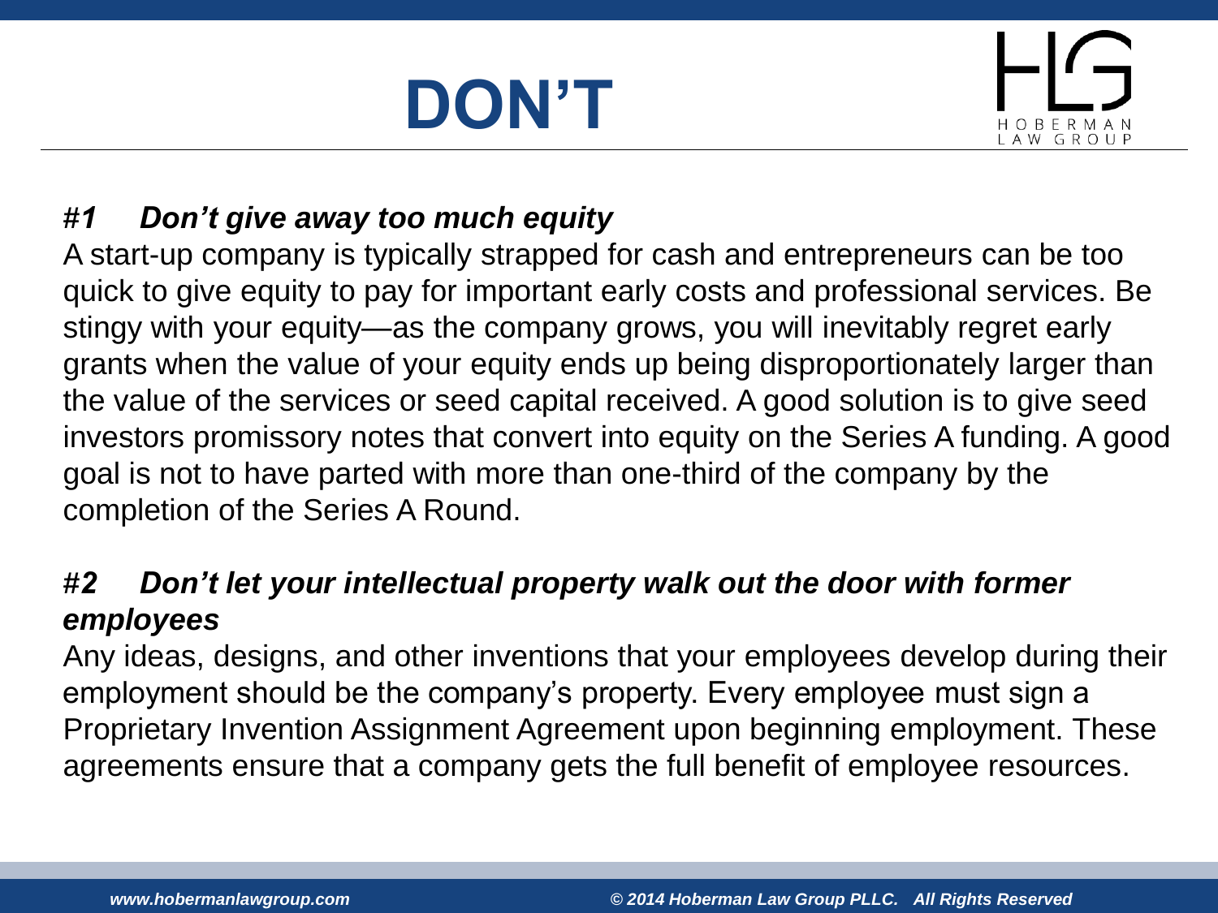# DON'T

### *#1 Don't give away too much equity*

A start-up company is typically strapped for cash and entrepreneurs can be too quick to give equity to pay for important early costs and professional services. Be stingy with your equity—as the company grows, you will inevitably regret early grants when the value of your equity ends up being disproportionately larger than the value of the services or seed capital received. A good solution is to give seed investors promissory notes that convert into equity on the Series A funding. A good goal is not to have parted with more than one-third of the company by the completion of the Series A Round.

### *#2 Don't let your intellectual property walk out the door with former employees*

Any ideas, designs, and other inventions that your employees develop during their employment should be the company's property. Every employee must sign a Proprietary Invention Assignment Agreement upon beginning employment. These agreements ensure that a company gets the full benefit of employee resources.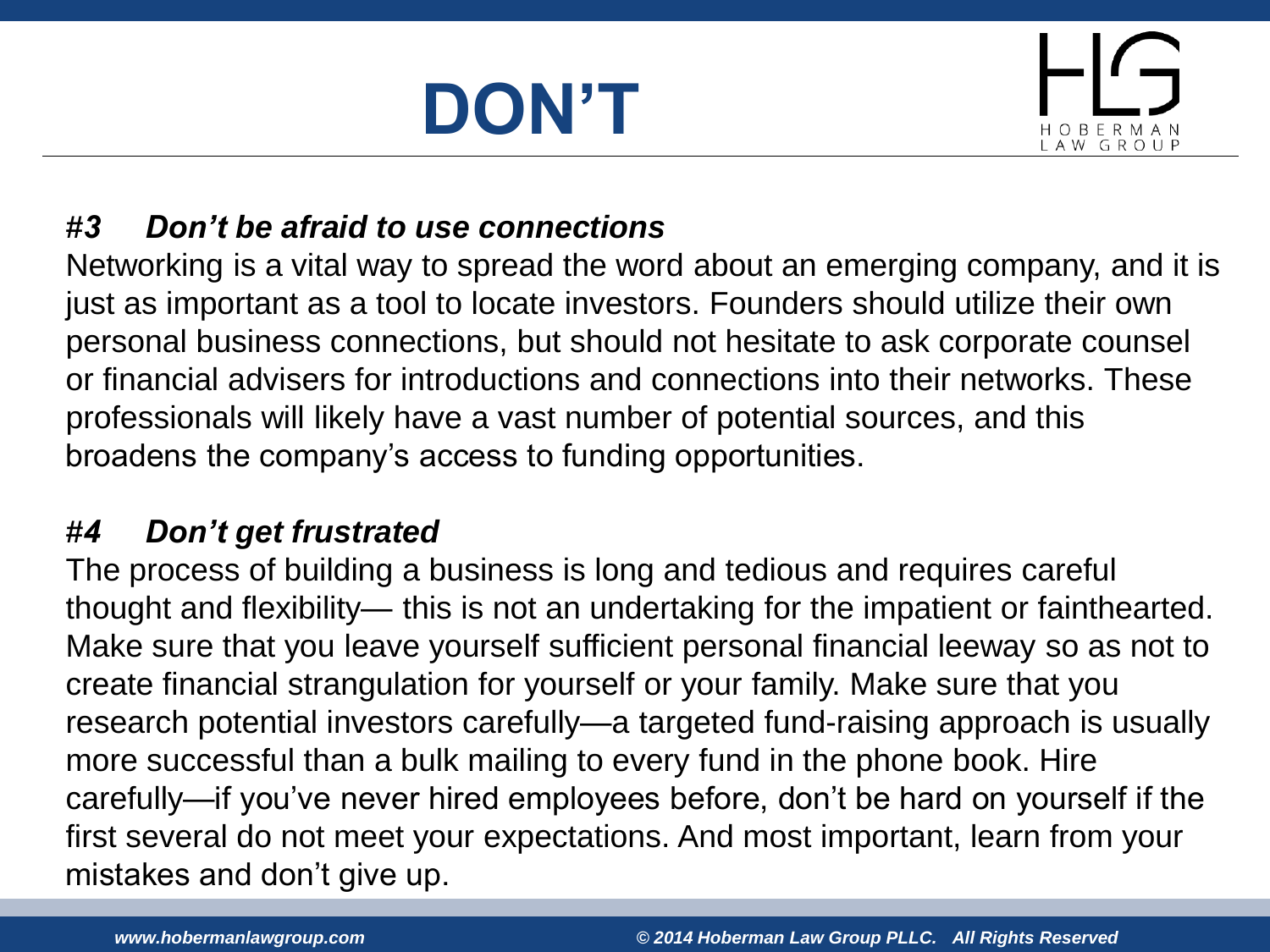# DON'T

### *#3 Don't be afraid to use connections*

Networking is a vital way to spread the word about an emerging company, and it is just as important as a tool to locate investors. Founders should utilize their own personal business connections, but should not hesitate to ask corporate counsel or financial advisers for introductions and connections into their networks. These professionals will likely have a vast number of potential sources, and this broadens the company's access to funding opportunities.

### *#4 Don't get frustrated*

The process of building a business is long and tedious and requires careful thought and flexibility— this is not an undertaking for the impatient or fainthearted. Make sure that you leave yourself sufficient personal financial leeway so as not to create financial strangulation for yourself or your family. Make sure that you research potential investors carefully—a targeted fund-raising approach is usually more successful than a bulk mailing to every fund in the phone book. Hire carefully—if you've never hired employees before, don't be hard on yourself if the first several do not meet your expectations. And most important, learn from your mistakes and don't give up.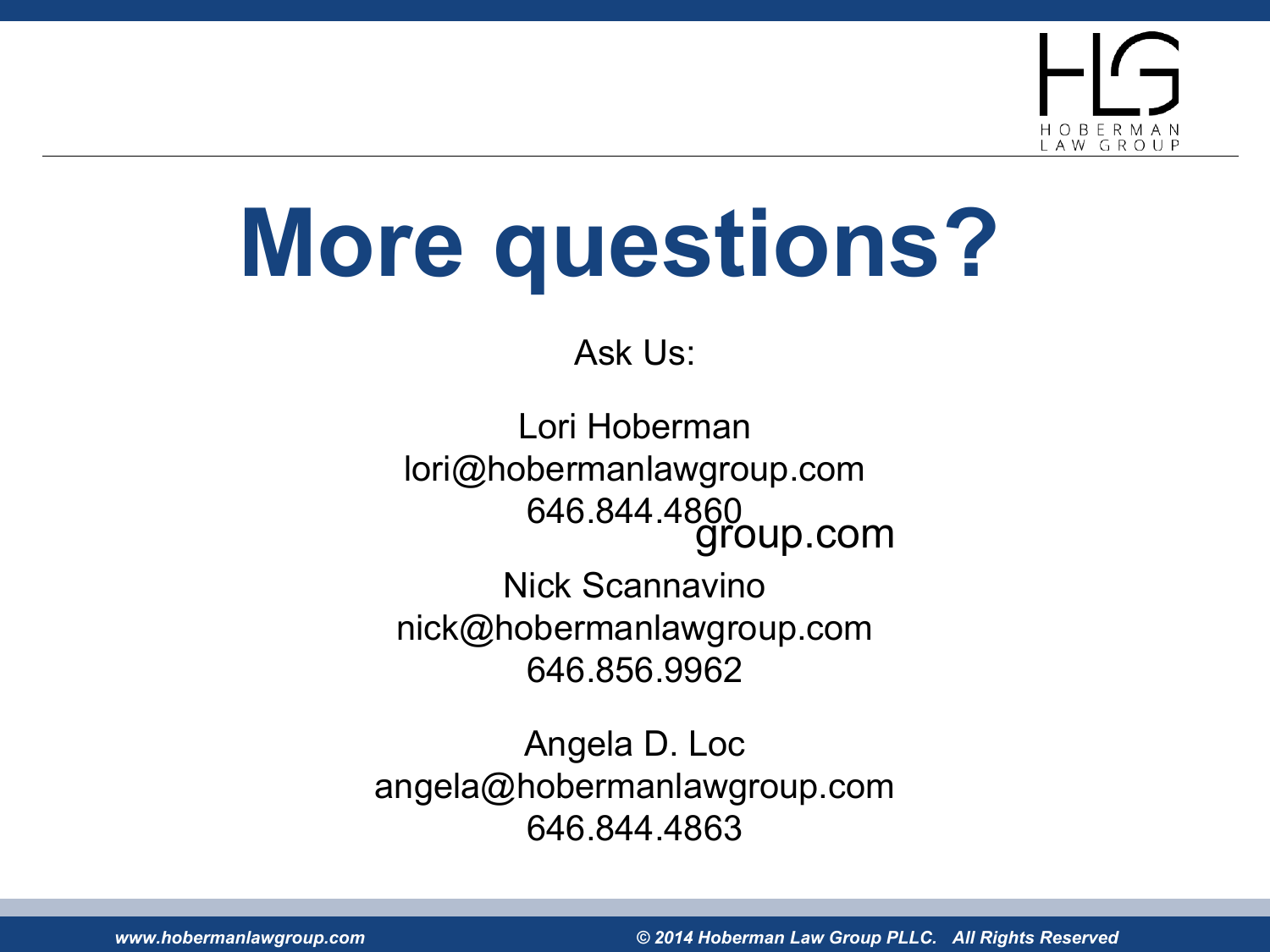# More questions?

Ask Us:

Lori Hoberman
lori@hobermanlawgroup.com
646.844.4860
group.com

Nick Scannavino
nick@hobermanlawgroup.com
646.856.9962

Angela D. Loc
angela@hobermanlawgroup.com
646.844.4863